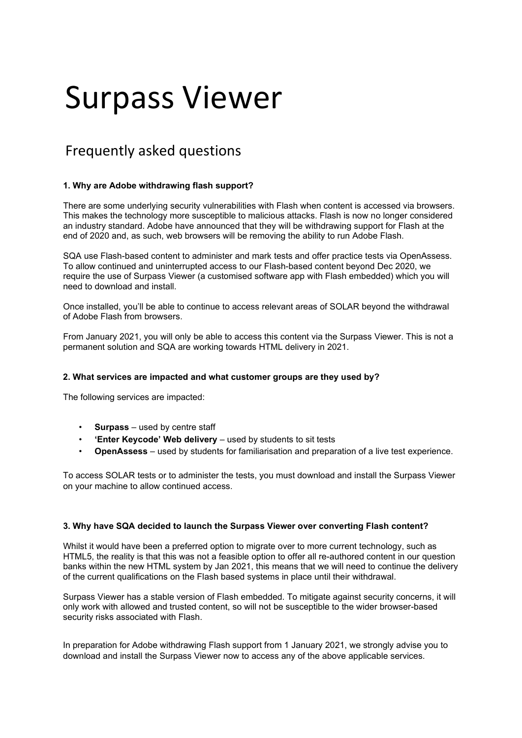# Surpass Viewer

## Frequently asked questions

### 1. Why are Adobe withdrawing flash support?

There are some underlying security vulnerabilities with Flash when content is accessed via browsers. This makes the technology more susceptible to malicious attacks. Flash is now no longer considered an industry standard. Adobe have announced that they will be withdrawing support for Flash at the end of 2020 and, as such, web browsers will be removing the ability to run Adobe Flash.

SQA use Flash-based content to administer and mark tests and offer practice tests via OpenAssess. To allow continued and uninterrupted access to our Flash-based content beyond Dec 2020, we require the use of Surpass Viewer (a customised software app with Flash embedded) which you will need to download and install.

Once installed, you'll be able to continue to access relevant areas of SOLAR beyond the withdrawal of Adobe Flash from browsers.

From January 2021, you will only be able to access this content via the Surpass Viewer. This is not a permanent solution and SQA are working towards HTML delivery in 2021.

### 2. What services are impacted and what customer groups are they used by?

The following services are impacted:

- **Surpass** – used by centre staff
- **'Enter Keycode' Web delivery** – used by students to sit tests
- **OpenAssess** – used by students for familiarisation and preparation of a live test experience.

To access SOLAR tests or to administer the tests, you must download and install the Surpass Viewer on your machine to allow continued access.

### 3. Why have SQA decided to launch the Surpass Viewer over converting Flash content?

Whilst it would have been a preferred option to migrate over to more current technology, such as HTML5, the reality is that this was not a feasible option to offer all re-authored content in our question banks within the new HTML system by Jan 2021, this means that we will need to continue the delivery of the current qualifications on the Flash based systems in place until their withdrawal.

Surpass Viewer has a stable version of Flash embedded. To mitigate against security concerns, it will only work with allowed and trusted content, so will not be susceptible to the wider browser-based security risks associated with Flash.

In preparation for Adobe withdrawing Flash support from 1 January 2021, we strongly advise you to download and install the Surpass Viewer now to access any of the above applicable services.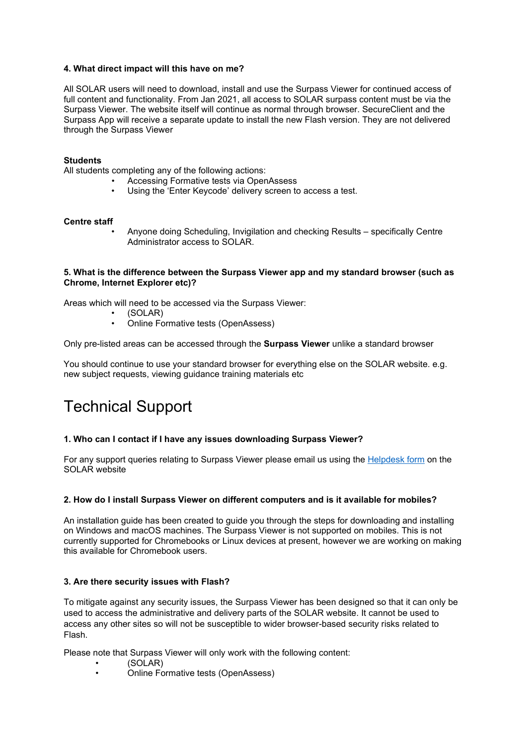**4. What direct impact will this have on me?**

All SOLAR users will need to download, install and use the Surpass Viewer for continued access of full content and functionality. From Jan 2021, all access to SOLAR surpass content must be via the Surpass Viewer. The website itself will continue as normal through browser. SecureClient and the Surpass App will receive a separate update to install the new Flash version. They are not delivered through the Surpass Viewer

**Students**

All students completing any of the following actions:

- Accessing Formative tests via OpenAssess
- Using the 'Enter Keycode' delivery screen to access a test.

**Centre staff**

- Anyone doing Scheduling, Invigilation and checking Results – specifically Centre Administrator access to SOLAR.

**5. What is the difference between the Surpass Viewer app and my standard browser (such as Chrome, Internet Explorer etc)?**

Areas which will need to be accessed via the Surpass Viewer:

- (SOLAR)
- Online Formative tests (OpenAssess)

Only pre-listed areas can be accessed through the **Surpass Viewer** unlike a standard browser

You should continue to use your standard browser for everything else on the SOLAR website. e.g. new subject requests, viewing guidance training materials etc

# Technical Support

**1. Who can I contact if I have any issues downloading Surpass Viewer?**

For any support queries relating to Surpass Viewer please email us using the Helpdesk form on the SOLAR website

**2. How do I install Surpass Viewer on different computers and is it available for mobiles?**

An installation guide has been created to guide you through the steps for downloading and installing on Windows and macOS machines. The Surpass Viewer is not supported on mobiles. This is not currently supported for Chromebooks or Linux devices at present, however we are working on making this available for Chromebook users.

**3. Are there security issues with Flash?**

To mitigate against any security issues, the Surpass Viewer has been designed so that it can only be used to access the administrative and delivery parts of the SOLAR website. It cannot be used to access any other sites so will not be susceptible to wider browser-based security risks related to Flash.

Please note that Surpass Viewer will only work with the following content:

- (SOLAR)
- Online Formative tests (OpenAssess)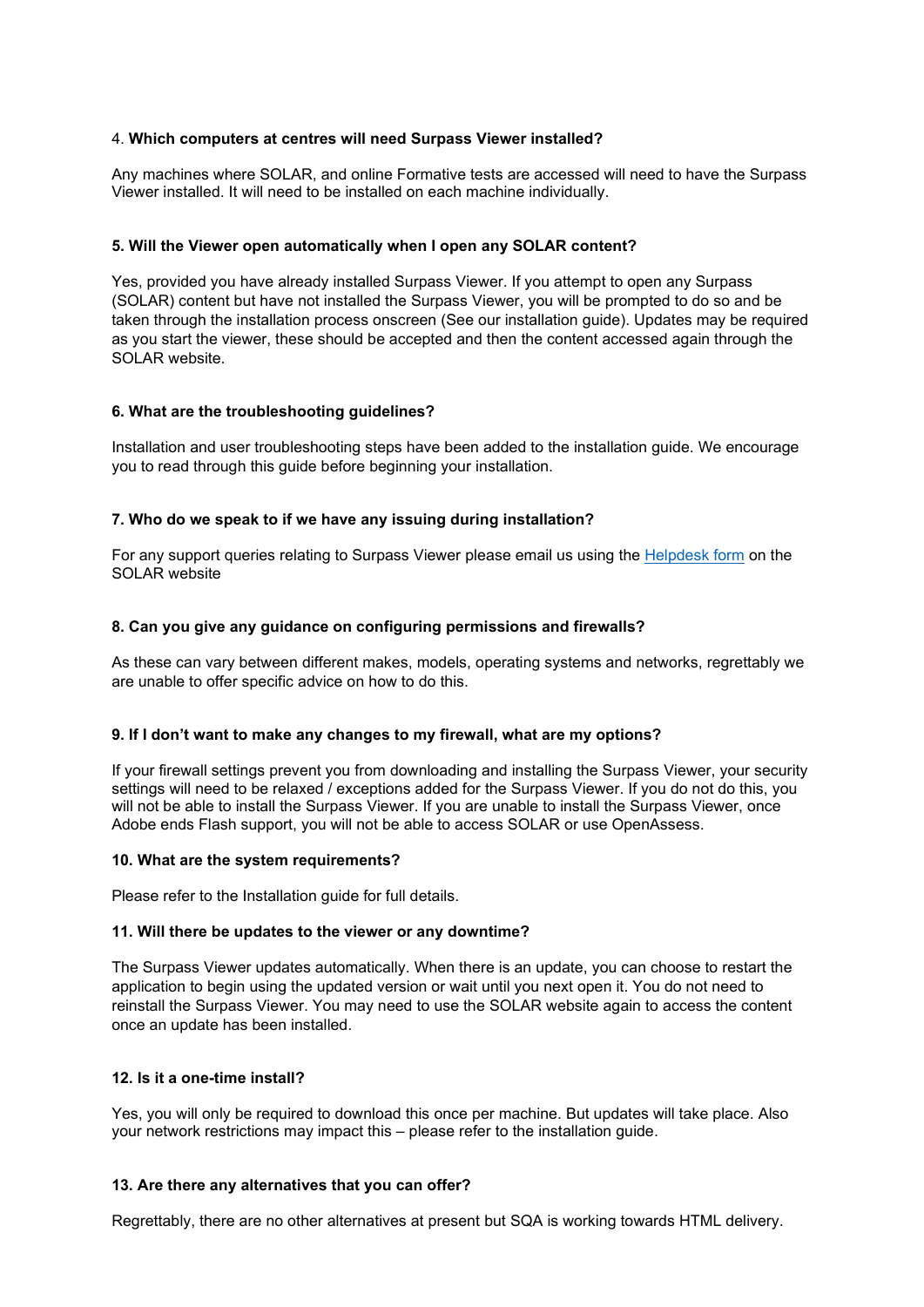4. **Which computers at centres will need Surpass Viewer installed?**

Any machines where SOLAR, and online Formative tests are accessed will need to have the Surpass Viewer installed. It will need to be installed on each machine individually.

**5. Will the Viewer open automatically when I open any SOLAR content?**

Yes, provided you have already installed Surpass Viewer. If you attempt to open any Surpass (SOLAR) content but have not installed the Surpass Viewer, you will be prompted to do so and be taken through the installation process onscreen (See our installation guide). Updates may be required as you start the viewer, these should be accepted and then the content accessed again through the SOLAR website.

**6. What are the troubleshooting guidelines?**

Installation and user troubleshooting steps have been added to the installation guide. We encourage you to read through this guide before beginning your installation.

**7. Who do we speak to if we have any issuing during installation?**

For any support queries relating to Surpass Viewer please email us using the Helpdesk form on the SOLAR website

**8. Can you give any guidance on configuring permissions and firewalls?**

As these can vary between different makes, models, operating systems and networks, regrettably we are unable to offer specific advice on how to do this.

**9. If I don't want to make any changes to my firewall, what are my options?**

If your firewall settings prevent you from downloading and installing the Surpass Viewer, your security settings will need to be relaxed / exceptions added for the Surpass Viewer. If you do not do this, you will not be able to install the Surpass Viewer. If you are unable to install the Surpass Viewer, once Adobe ends Flash support, you will not be able to access SOLAR or use OpenAssess.

**10. What are the system requirements?**

Please refer to the Installation guide for full details.

**11. Will there be updates to the viewer or any downtime?**

The Surpass Viewer updates automatically. When there is an update, you can choose to restart the application to begin using the updated version or wait until you next open it. You do not need to reinstall the Surpass Viewer. You may need to use the SOLAR website again to access the content once an update has been installed.

**12. Is it a one-time install?**

Yes, you will only be required to download this once per machine. But updates will take place. Also your network restrictions may impact this – please refer to the installation guide.

**13. Are there any alternatives that you can offer?**

Regrettably, there are no other alternatives at present but SQA is working towards HTML delivery.